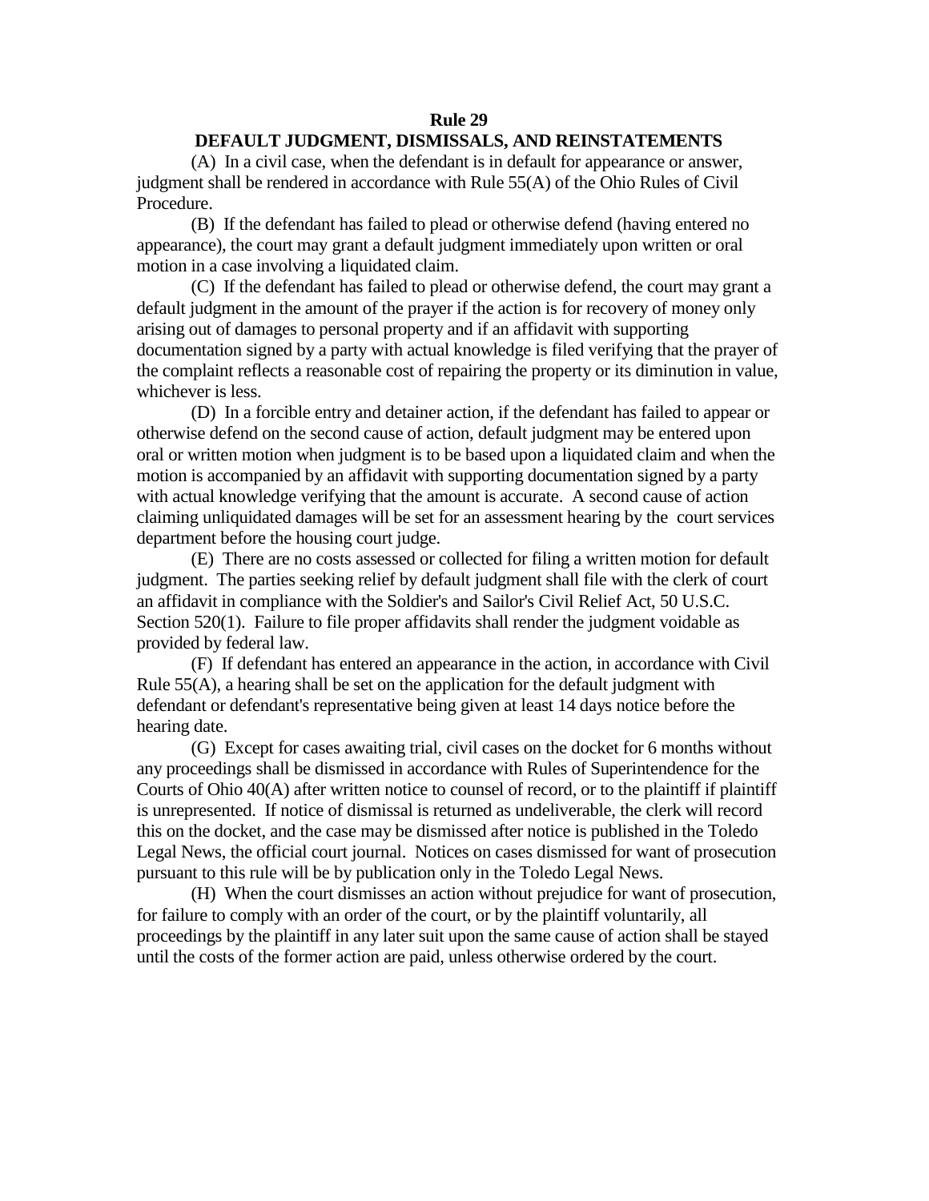# Rule 29

## DEFAULT JUDGMENT, DISMISSALS, AND REINSTATEMENTS

(A) In a civil case, when the defendant is in default for appearance or answer, judgment shall be rendered in accordance with Rule 55(A) of the Ohio Rules of Civil Procedure.

(B) If the defendant has failed to plead or otherwise defend (having entered no appearance), the court may grant a default judgment immediately upon written or oral motion in a case involving a liquidated claim.

(C) If the defendant has failed to plead or otherwise defend, the court may grant a default judgment in the amount of the prayer if the action is for recovery of money only arising out of damages to personal property and if an affidavit with supporting documentation signed by a party with actual knowledge is filed verifying that the prayer of the complaint reflects a reasonable cost of repairing the property or its diminution in value, whichever is less.

(D) In a forcible entry and detainer action, if the defendant has failed to appear or otherwise defend on the second cause of action, default judgment may be entered upon oral or written motion when judgment is to be based upon a liquidated claim and when the motion is accompanied by an affidavit with supporting documentation signed by a party with actual knowledge verifying that the amount is accurate. A second cause of action claiming unliquidated damages will be set for an assessment hearing by the court services department before the housing court judge.

(E) There are no costs assessed or collected for filing a written motion for default judgment. The parties seeking relief by default judgment shall file with the clerk of court an affidavit in compliance with the Soldier's and Sailor's Civil Relief Act, 50 U.S.C. Section 520(1). Failure to file proper affidavits shall render the judgment voidable as provided by federal law.

(F) If defendant has entered an appearance in the action, in accordance with Civil Rule 55(A), a hearing shall be set on the application for the default judgment with defendant or defendant's representative being given at least 14 days notice before the hearing date.

(G) Except for cases awaiting trial, civil cases on the docket for 6 months without any proceedings shall be dismissed in accordance with Rules of Superintendence for the Courts of Ohio 40(A) after written notice to counsel of record, or to the plaintiff if plaintiff is unrepresented. If notice of dismissal is returned as undeliverable, the clerk will record this on the docket, and the case may be dismissed after notice is published in the Toledo Legal News, the official court journal. Notices on cases dismissed for want of prosecution pursuant to this rule will be by publication only in the Toledo Legal News.

(H) When the court dismisses an action without prejudice for want of prosecution, for failure to comply with an order of the court, or by the plaintiff voluntarily, all proceedings by the plaintiff in any later suit upon the same cause of action shall be stayed until the costs of the former action are paid, unless otherwise ordered by the court.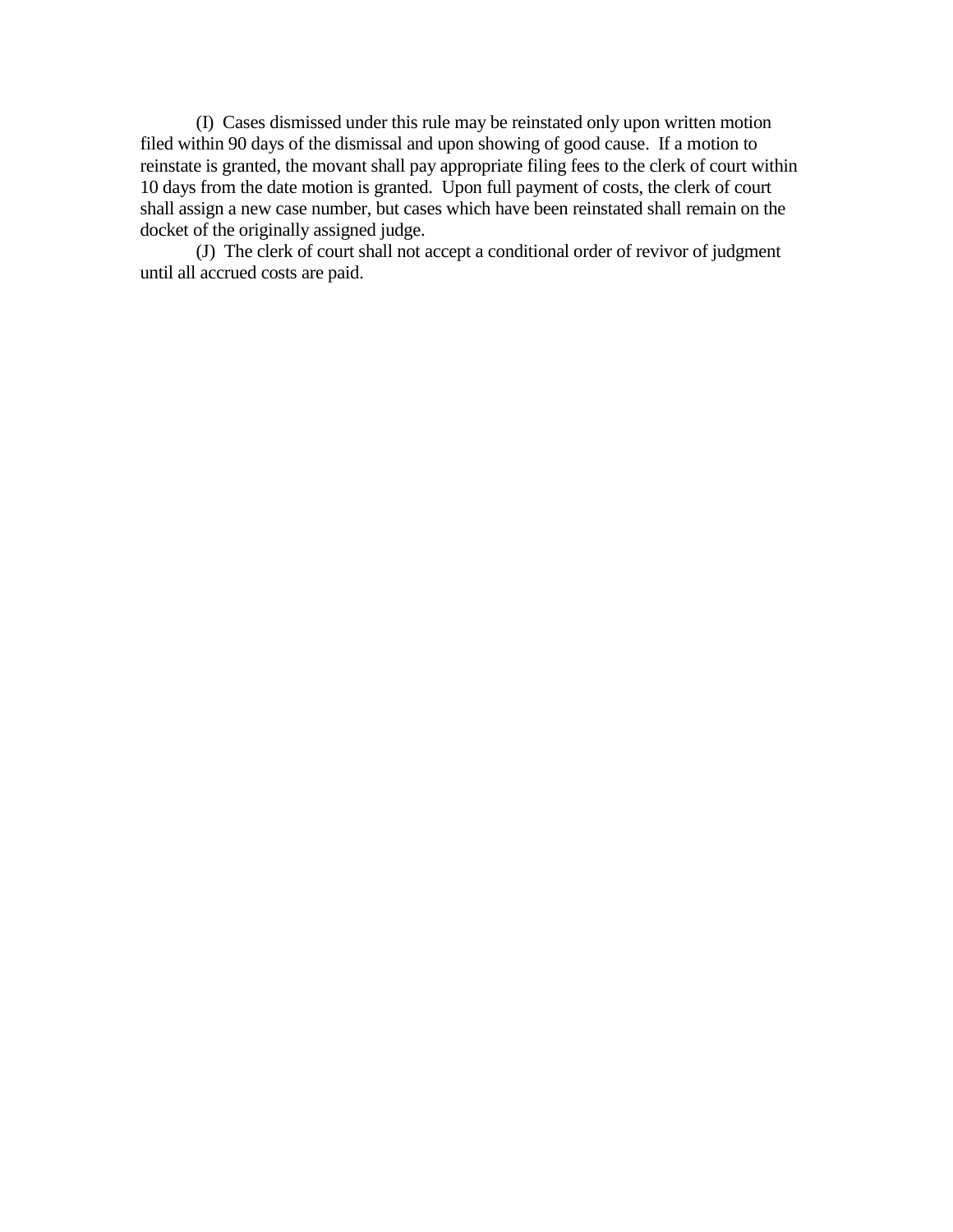(I) Cases dismissed under this rule may be reinstated only upon written motion filed within 90 days of the dismissal and upon showing of good cause. If a motion to reinstate is granted, the movant shall pay appropriate filing fees to the clerk of court within 10 days from the date motion is granted. Upon full payment of costs, the clerk of court shall assign a new case number, but cases which have been reinstated shall remain on the docket of the originally assigned judge.

(J) The clerk of court shall not accept a conditional order of revivor of judgment until all accrued costs are paid.